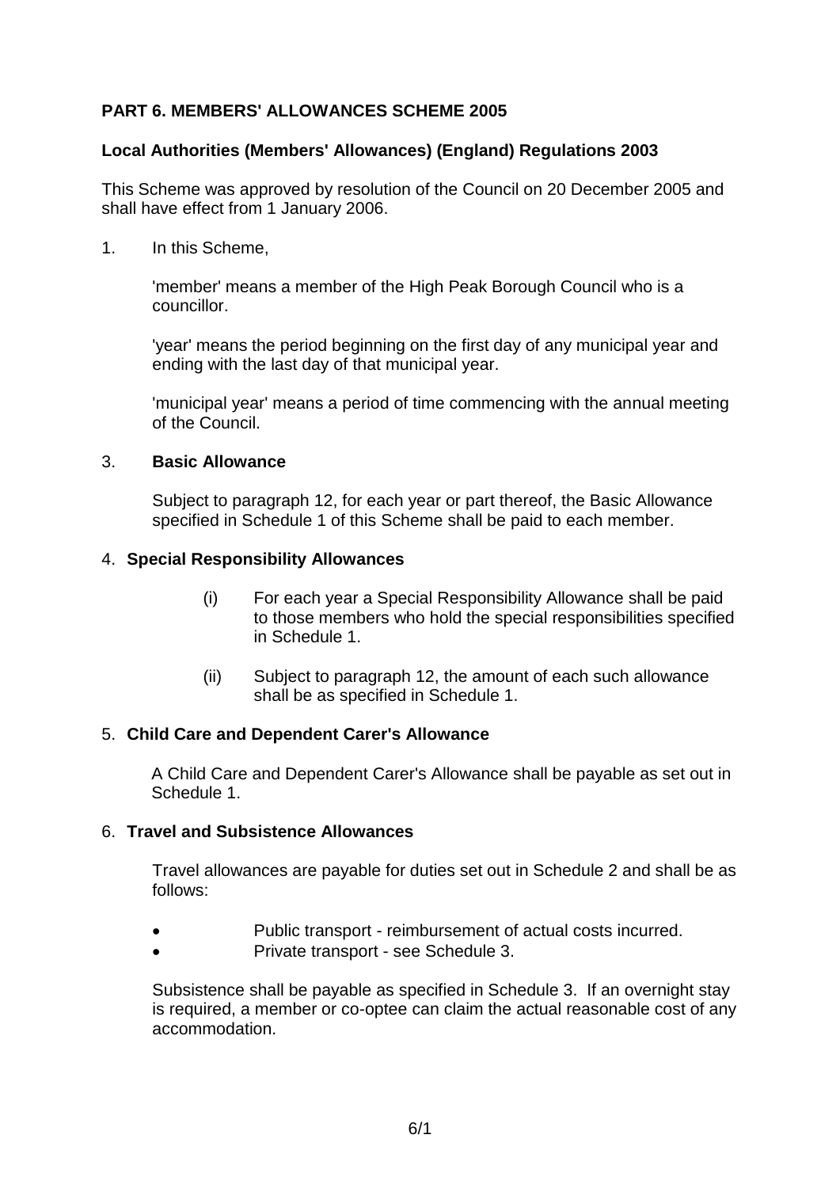# PART 6. MEMBERS' ALLOWANCES SCHEME 2005

## Local Authorities (Members' Allowances) (England) Regulations 2003

This Scheme was approved by resolution of the Council on 20 December 2005 and shall have effect from 1 January 2006.

1. In this Scheme,

   'member' means a member of the High Peak Borough Council who is a councillor.

   'year' means the period beginning on the first day of any municipal year and ending with the last day of that municipal year.

   'municipal year' means a period of time commencing with the annual meeting of the Council.

3. **Basic Allowance**

   Subject to paragraph 12, for each year or part thereof, the Basic Allowance specified in Schedule 1 of this Scheme shall be paid to each member.

4. **Special Responsibility Allowances**

   (i) For each year a Special Responsibility Allowance shall be paid to those members who hold the special responsibilities specified in Schedule 1.

   (ii) Subject to paragraph 12, the amount of each such allowance shall be as specified in Schedule 1.

5. **Child Care and Dependent Carer's Allowance**

   A Child Care and Dependent Carer's Allowance shall be payable as set out in Schedule 1.

6. **Travel and Subsistence Allowances**

   Travel allowances are payable for duties set out in Schedule 2 and shall be as follows:

   - Public transport - reimbursement of actual costs incurred.
   - Private transport - see Schedule 3.

   Subsistence shall be payable as specified in Schedule 3. If an overnight stay is required, a member or co-optee can claim the actual reasonable cost of any accommodation.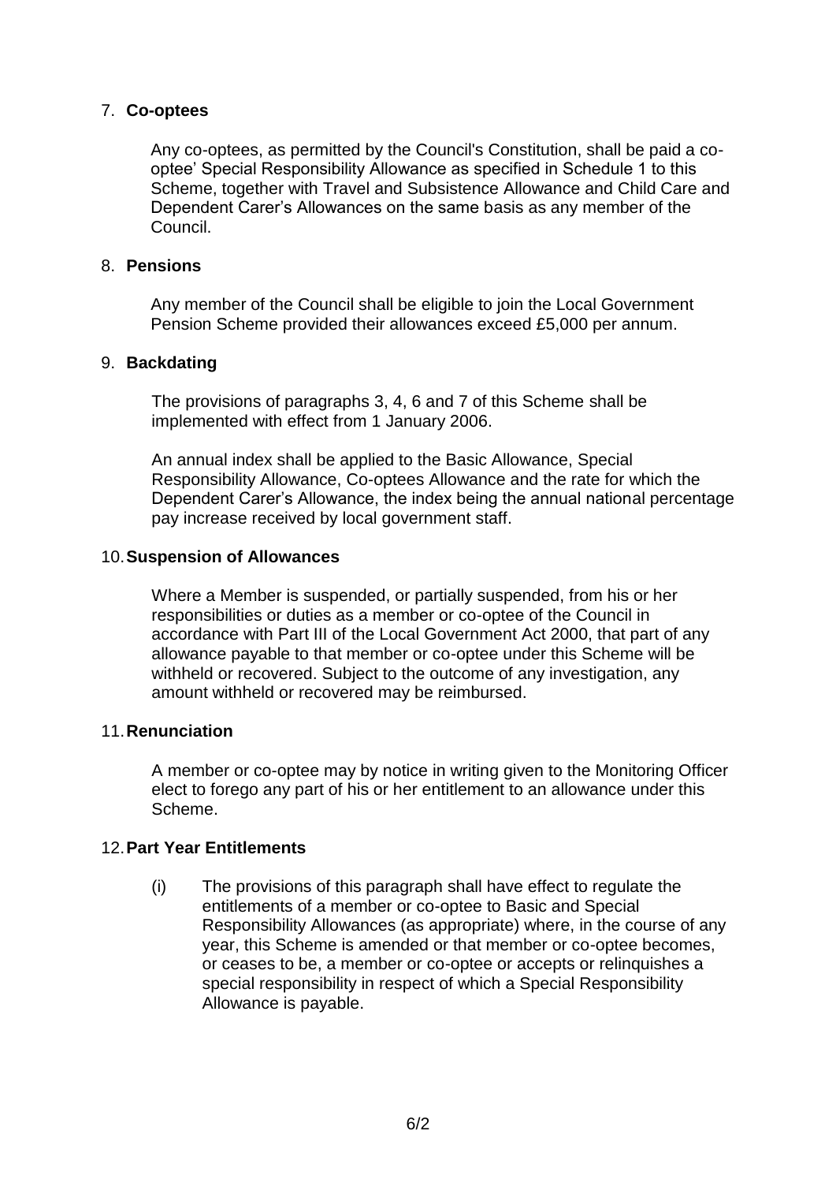## 7. Co-optees

Any co-optees, as permitted by the Council's Constitution, shall be paid a co-optee' Special Responsibility Allowance as specified in Schedule 1 to this Scheme, together with Travel and Subsistence Allowance and Child Care and Dependent Carer's Allowances on the same basis as any member of the Council.

## 8. Pensions

Any member of the Council shall be eligible to join the Local Government Pension Scheme provided their allowances exceed £5,000 per annum.

## 9. Backdating

The provisions of paragraphs 3, 4, 6 and 7 of this Scheme shall be implemented with effect from 1 January 2006.

An annual index shall be applied to the Basic Allowance, Special Responsibility Allowance, Co-optees Allowance and the rate for which the Dependent Carer's Allowance, the index being the annual national percentage pay increase received by local government staff.

## 10. Suspension of Allowances

Where a Member is suspended, or partially suspended, from his or her responsibilities or duties as a member or co-optee of the Council in accordance with Part III of the Local Government Act 2000, that part of any allowance payable to that member or co-optee under this Scheme will be withheld or recovered. Subject to the outcome of any investigation, any amount withheld or recovered may be reimbursed.

## 11. Renunciation

A member or co-optee may by notice in writing given to the Monitoring Officer elect to forego any part of his or her entitlement to an allowance under this Scheme.

## 12. Part Year Entitlements

(i) The provisions of this paragraph shall have effect to regulate the entitlements of a member or co-optee to Basic and Special Responsibility Allowances (as appropriate) where, in the course of any year, this Scheme is amended or that member or co-optee becomes, or ceases to be, a member or co-optee or accepts or relinquishes a special responsibility in respect of which a Special Responsibility Allowance is payable.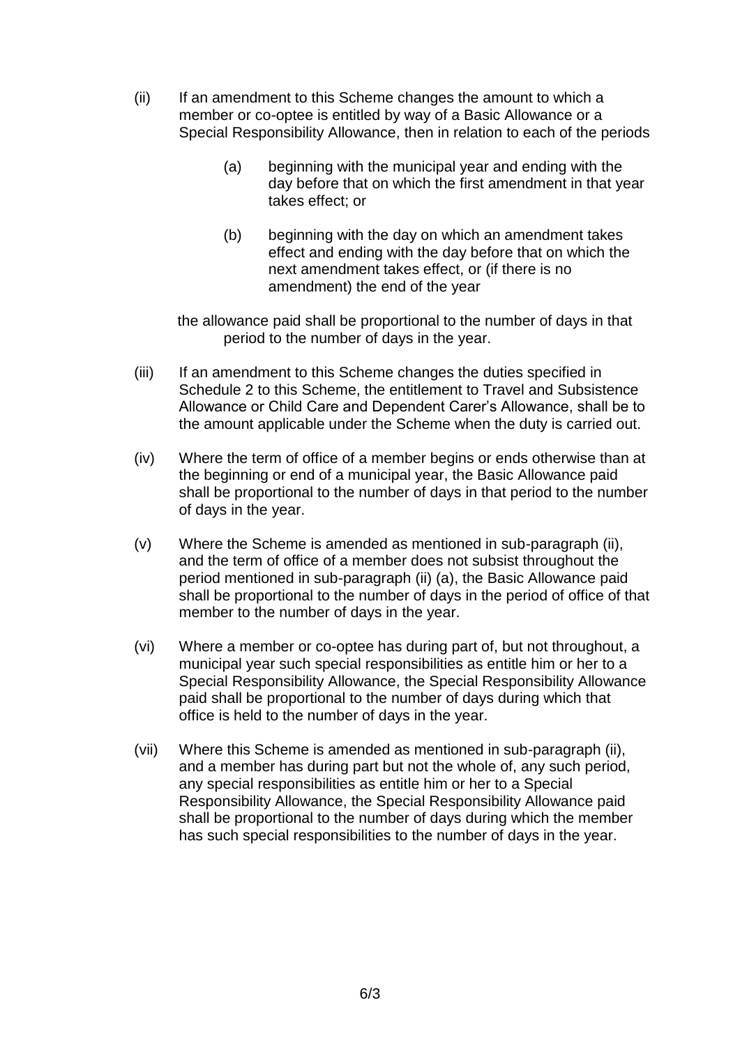(ii) If an amendment to this Scheme changes the amount to which a member or co-optee is entitled by way of a Basic Allowance or a Special Responsibility Allowance, then in relation to each of the periods

> (a) beginning with the municipal year and ending with the day before that on which the first amendment in that year takes effect; or
>
> (b) beginning with the day on which an amendment takes effect and ending with the day before that on which the next amendment takes effect, or (if there is no amendment) the end of the year

the allowance paid shall be proportional to the number of days in that period to the number of days in the year.

(iii) If an amendment to this Scheme changes the duties specified in Schedule 2 to this Scheme, the entitlement to Travel and Subsistence Allowance or Child Care and Dependent Carer's Allowance, shall be to the amount applicable under the Scheme when the duty is carried out.

(iv) Where the term of office of a member begins or ends otherwise than at the beginning or end of a municipal year, the Basic Allowance paid shall be proportional to the number of days in that period to the number of days in the year.

(v) Where the Scheme is amended as mentioned in sub-paragraph (ii), and the term of office of a member does not subsist throughout the period mentioned in sub-paragraph (ii) (a), the Basic Allowance paid shall be proportional to the number of days in the period of office of that member to the number of days in the year.

(vi) Where a member or co-optee has during part of, but not throughout, a municipal year such special responsibilities as entitle him or her to a Special Responsibility Allowance, the Special Responsibility Allowance paid shall be proportional to the number of days during which that office is held to the number of days in the year.

(vii) Where this Scheme is amended as mentioned in sub-paragraph (ii), and a member has during part but not the whole of, any such period, any special responsibilities as entitle him or her to a Special Responsibility Allowance, the Special Responsibility Allowance paid shall be proportional to the number of days during which the member has such special responsibilities to the number of days in the year.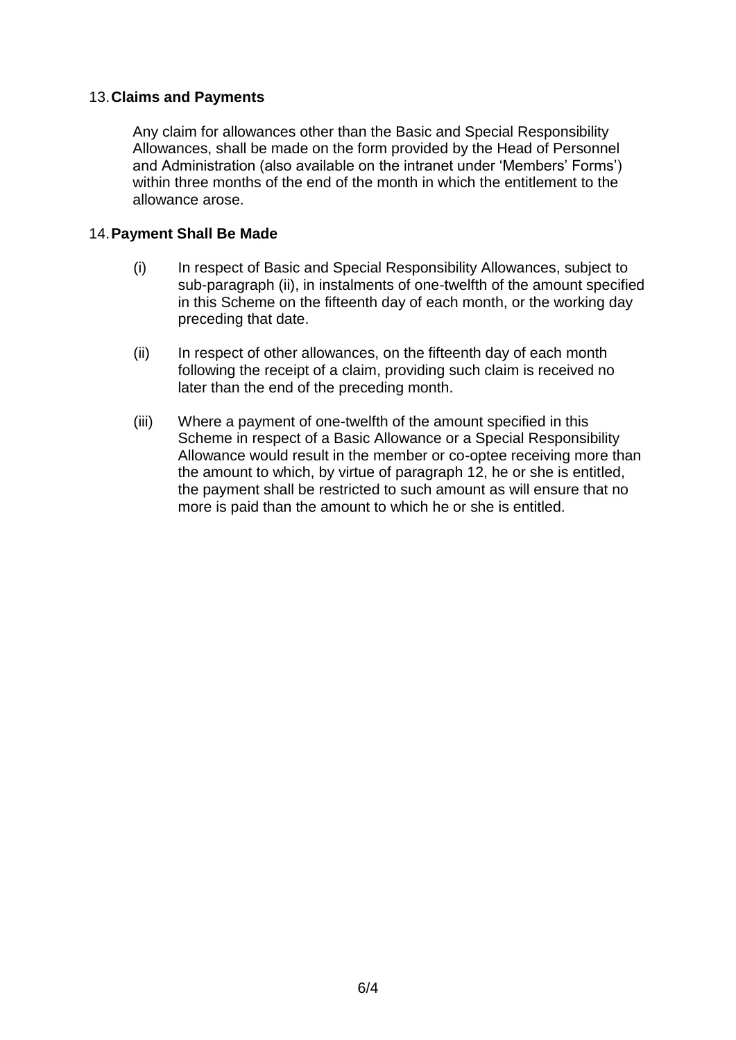## 13. Claims and Payments

Any claim for allowances other than the Basic and Special Responsibility Allowances, shall be made on the form provided by the Head of Personnel and Administration (also available on the intranet under 'Members' Forms') within three months of the end of the month in which the entitlement to the allowance arose.

## 14. Payment Shall Be Made

(i) In respect of Basic and Special Responsibility Allowances, subject to sub-paragraph (ii), in instalments of one-twelfth of the amount specified in this Scheme on the fifteenth day of each month, or the working day preceding that date.

(ii) In respect of other allowances, on the fifteenth day of each month following the receipt of a claim, providing such claim is received no later than the end of the preceding month.

(iii) Where a payment of one-twelfth of the amount specified in this Scheme in respect of a Basic Allowance or a Special Responsibility Allowance would result in the member or co-optee receiving more than the amount to which, by virtue of paragraph 12, he or she is entitled, the payment shall be restricted to such amount as will ensure that no more is paid than the amount to which he or she is entitled.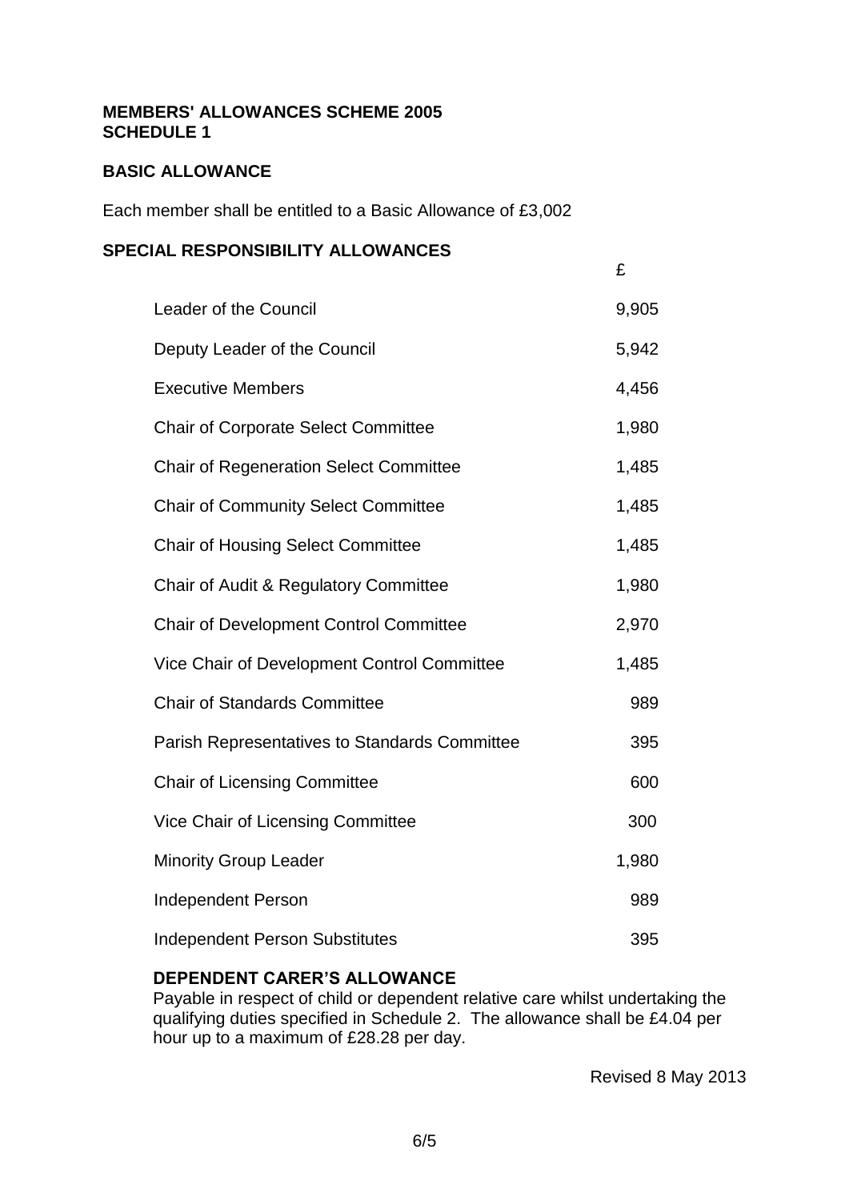**MEMBERS' ALLOWANCES SCHEME 2005**
**SCHEDULE 1**

**BASIC ALLOWANCE**

Each member shall be entitled to a Basic Allowance of £3,002

**SPECIAL RESPONSIBILITY ALLOWANCES**

| | £ |
|---|---|
| Leader of the Council | 9,905 |
| Deputy Leader of the Council | 5,942 |
| Executive Members | 4,456 |
| Chair of Corporate Select Committee | 1,980 |
| Chair of Regeneration Select Committee | 1,485 |
| Chair of Community Select Committee | 1,485 |
| Chair of Housing Select Committee | 1,485 |
| Chair of Audit & Regulatory Committee | 1,980 |
| Chair of Development Control Committee | 2,970 |
| Vice Chair of Development Control Committee | 1,485 |
| Chair of Standards Committee | 989 |
| Parish Representatives to Standards Committee | 395 |
| Chair of Licensing Committee | 600 |
| Vice Chair of Licensing Committee | 300 |
| Minority Group Leader | 1,980 |
| Independent Person | 989 |
| Independent Person Substitutes | 395 |

**DEPENDENT CARER'S ALLOWANCE**

Payable in respect of child or dependent relative care whilst undertaking the qualifying duties specified in Schedule 2. The allowance shall be £4.04 per hour up to a maximum of £28.28 per day.

Revised 8 May 2013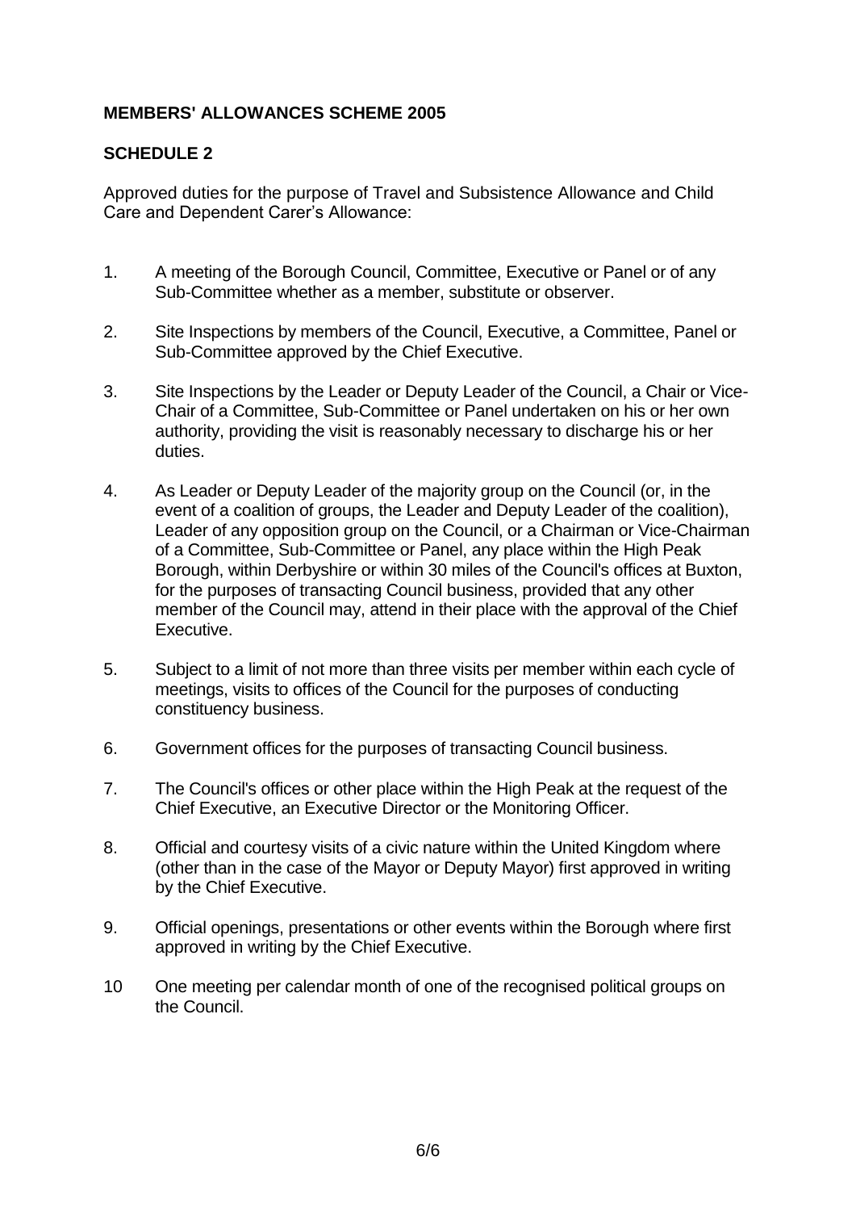**MEMBERS' ALLOWANCES SCHEME 2005**

**SCHEDULE 2**

Approved duties for the purpose of Travel and Subsistence Allowance and Child Care and Dependent Carer's Allowance:

1. A meeting of the Borough Council, Committee, Executive or Panel or of any Sub-Committee whether as a member, substitute or observer.

2. Site Inspections by members of the Council, Executive, a Committee, Panel or Sub-Committee approved by the Chief Executive.

3. Site Inspections by the Leader or Deputy Leader of the Council, a Chair or Vice-Chair of a Committee, Sub-Committee or Panel undertaken on his or her own authority, providing the visit is reasonably necessary to discharge his or her duties.

4. As Leader or Deputy Leader of the majority group on the Council (or, in the event of a coalition of groups, the Leader and Deputy Leader of the coalition), Leader of any opposition group on the Council, or a Chairman or Vice-Chairman of a Committee, Sub-Committee or Panel, any place within the High Peak Borough, within Derbyshire or within 30 miles of the Council's offices at Buxton, for the purposes of transacting Council business, provided that any other member of the Council may, attend in their place with the approval of the Chief Executive.

5. Subject to a limit of not more than three visits per member within each cycle of meetings, visits to offices of the Council for the purposes of conducting constituency business.

6. Government offices for the purposes of transacting Council business.

7. The Council's offices or other place within the High Peak at the request of the Chief Executive, an Executive Director or the Monitoring Officer.

8. Official and courtesy visits of a civic nature within the United Kingdom where (other than in the case of the Mayor or Deputy Mayor) first approved in writing by the Chief Executive.

9. Official openings, presentations or other events within the Borough where first approved in writing by the Chief Executive.

10. One meeting per calendar month of one of the recognised political groups on the Council.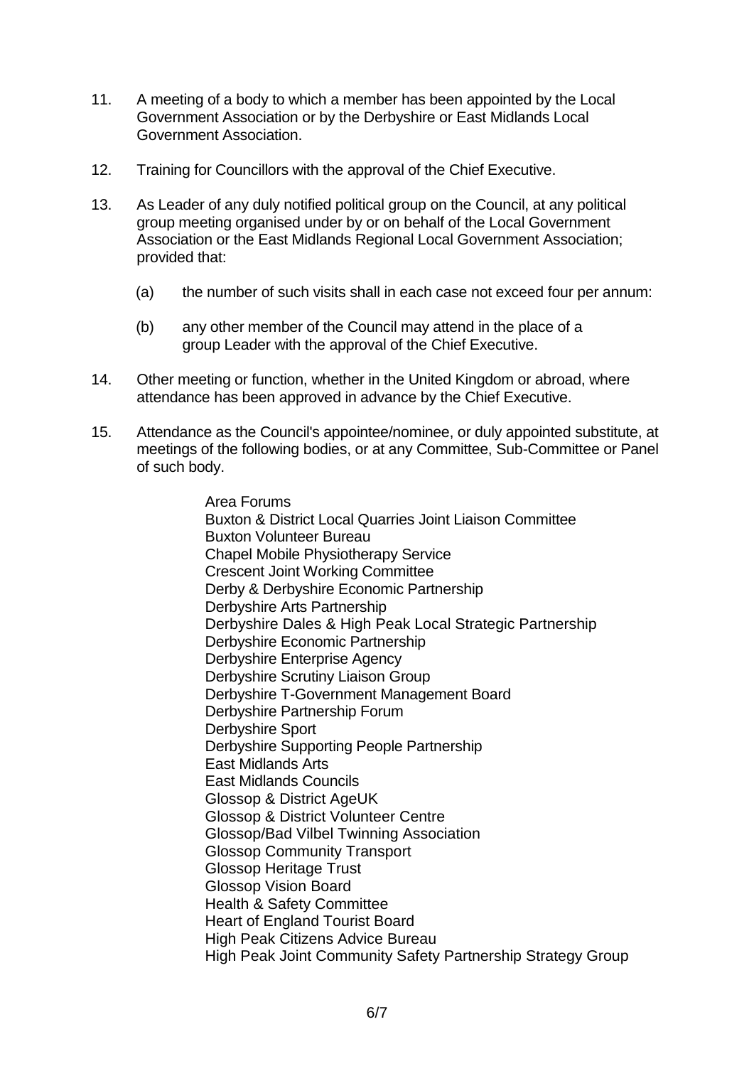11. A meeting of a body to which a member has been appointed by the Local Government Association or by the Derbyshire or East Midlands Local Government Association.

12. Training for Councillors with the approval of the Chief Executive.

13. As Leader of any duly notified political group on the Council, at any political group meeting organised under by or on behalf of the Local Government Association or the East Midlands Regional Local Government Association; provided that:

    (a) the number of such visits shall in each case not exceed four per annum:

    (b) any other member of the Council may attend in the place of a group Leader with the approval of the Chief Executive.

14. Other meeting or function, whether in the United Kingdom or abroad, where attendance has been approved in advance by the Chief Executive.

15. Attendance as the Council's appointee/nominee, or duly appointed substitute, at meetings of the following bodies, or at any Committee, Sub-Committee or Panel of such body.

    Area Forums
    Buxton & District Local Quarries Joint Liaison Committee
    Buxton Volunteer Bureau
    Chapel Mobile Physiotherapy Service
    Crescent Joint Working Committee
    Derby & Derbyshire Economic Partnership
    Derbyshire Arts Partnership
    Derbyshire Dales & High Peak Local Strategic Partnership
    Derbyshire Economic Partnership
    Derbyshire Enterprise Agency
    Derbyshire Scrutiny Liaison Group
    Derbyshire T-Government Management Board
    Derbyshire Partnership Forum
    Derbyshire Sport
    Derbyshire Supporting People Partnership
    East Midlands Arts
    East Midlands Councils
    Glossop & District AgeUK
    Glossop & District Volunteer Centre
    Glossop/Bad Vilbel Twinning Association
    Glossop Community Transport
    Glossop Heritage Trust
    Glossop Vision Board
    Health & Safety Committee
    Heart of England Tourist Board
    High Peak Citizens Advice Bureau
    High Peak Joint Community Safety Partnership Strategy Group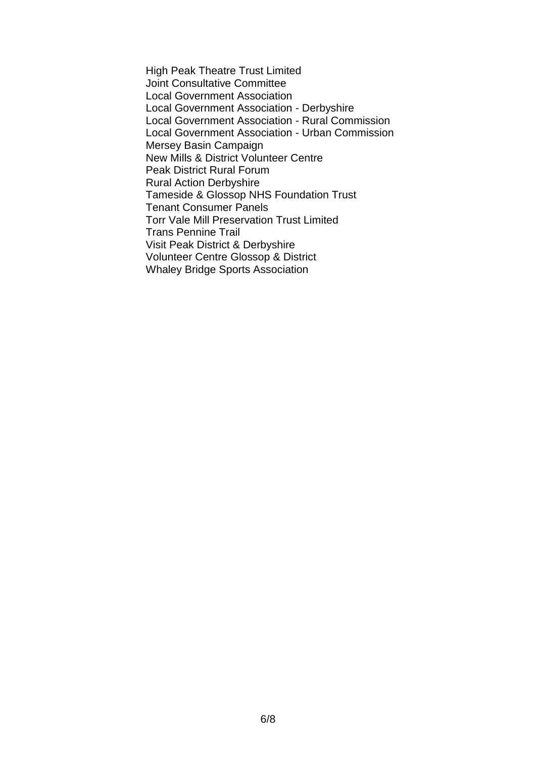High Peak Theatre Trust Limited
Joint Consultative Committee
Local Government Association
Local Government Association - Derbyshire
Local Government Association - Rural Commission
Local Government Association - Urban Commission
Mersey Basin Campaign
New Mills & District Volunteer Centre
Peak District Rural Forum
Rural Action Derbyshire
Tameside & Glossop NHS Foundation Trust
Tenant Consumer Panels
Torr Vale Mill Preservation Trust Limited
Trans Pennine Trail
Visit Peak District & Derbyshire
Volunteer Centre Glossop & District
Whaley Bridge Sports Association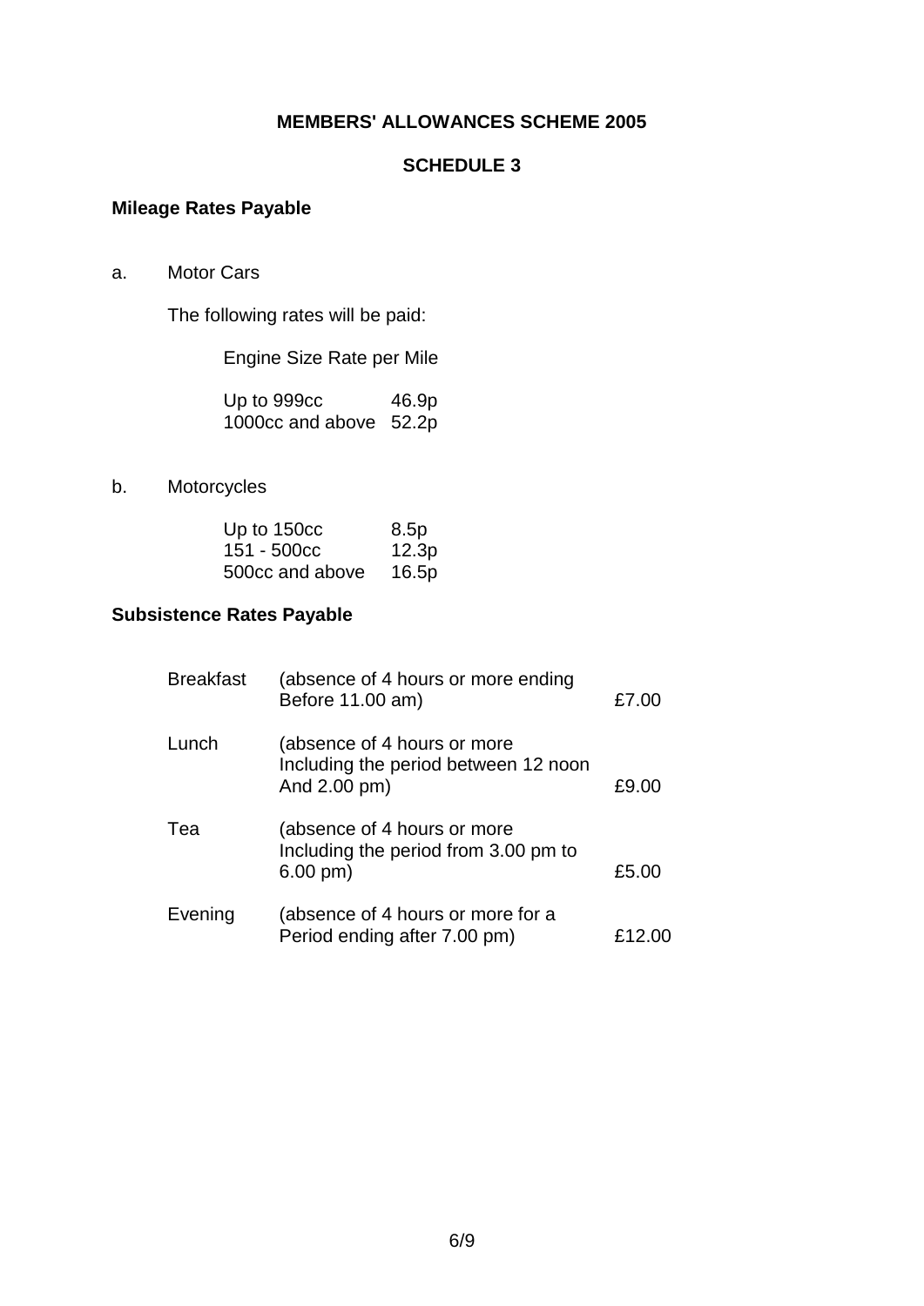**MEMBERS' ALLOWANCES SCHEME 2005**

**SCHEDULE 3**

**Mileage Rates Payable**

a. Motor Cars

The following rates will be paid:

| Engine Size | Rate per Mile |
|---|---|
| Up to 999cc | 46.9p |
| 1000cc and above | 52.2p |

b. Motorcycles

| | |
|---|---|
| Up to 150cc | 8.5p |
| 151 - 500cc | 12.3p |
| 500cc and above | 16.5p |

**Subsistence Rates Payable**

| | | |
|---|---|---|
| Breakfast | (absence of 4 hours or more ending Before 11.00 am) | £7.00 |
| Lunch | (absence of 4 hours or more Including the period between 12 noon And 2.00 pm) | £9.00 |
| Tea | (absence of 4 hours or more Including the period from 3.00 pm to 6.00 pm) | £5.00 |
| Evening | (absence of 4 hours or more for a Period ending after 7.00 pm) | £12.00 |